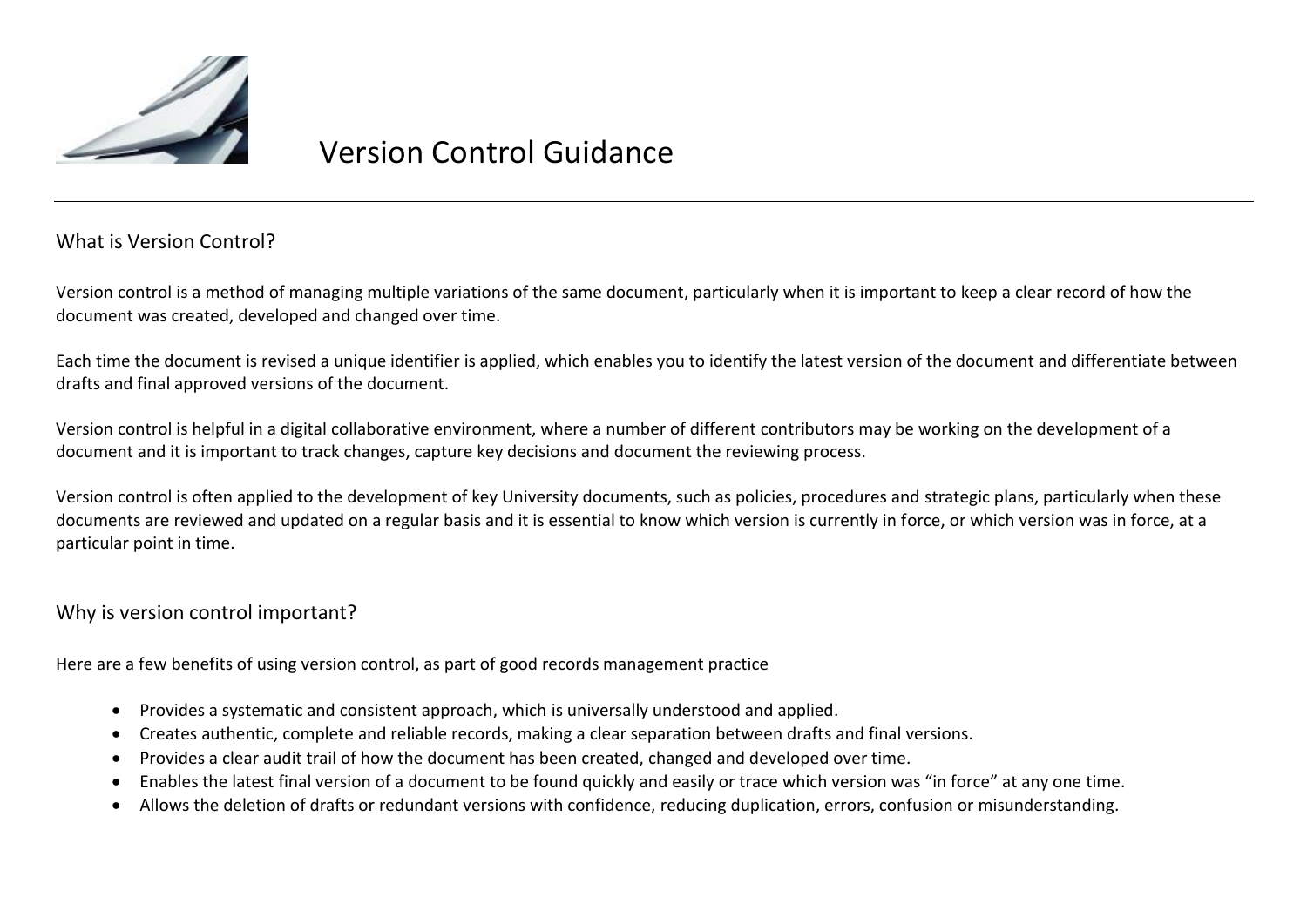# Version Control Guidance

## What is Version Control?

Version control is a method of managing multiple variations of the same document, particularly when it is important to keep a clear record of how the document was created, developed and changed over time.

Each time the document is revised a unique identifier is applied, which enables you to identify the latest version of the document and differentiate between drafts and final approved versions of the document.

Version control is helpful in a digital collaborative environment, where a number of different contributors may be working on the development of a document and it is important to track changes, capture key decisions and document the reviewing process.

Version control is often applied to the development of key University documents, such as policies, procedures and strategic plans, particularly when these documents are reviewed and updated on a regular basis and it is essential to know which version is currently in force, or which version was in force, at a particular point in time.

## Why is version control important?

Here are a few benefits of using version control, as part of good records management practice

- Provides a systematic and consistent approach, which is universally understood and applied.
- Creates authentic, complete and reliable records, making a clear separation between drafts and final versions.
- Provides a clear audit trail of how the document has been created, changed and developed over time.
- Enables the latest final version of a document to be found quickly and easily or trace which version was "in force" at any one time.
- Allows the deletion of drafts or redundant versions with confidence, reducing duplication, errors, confusion or misunderstanding.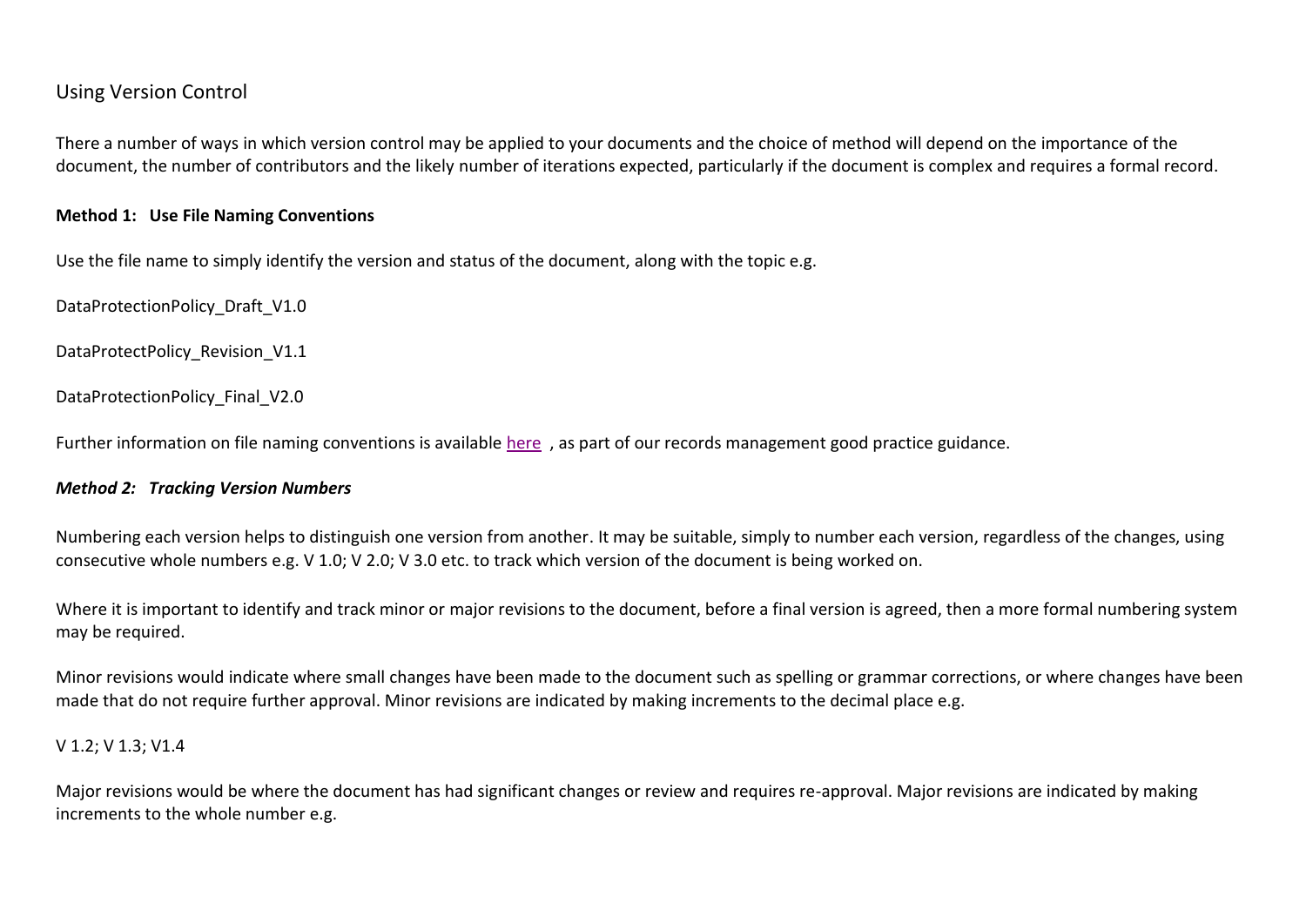## Using Version Control

There a number of ways in which version control may be applied to your documents and the choice of method will depend on the importance of the document, the number of contributors and the likely number of iterations expected, particularly if the document is complex and requires a formal record.

**Method 1: Use File Naming Conventions**

Use the file name to simply identify the version and status of the document, along with the topic e.g.

DataProtectionPolicy_Draft_V1.0

DataProtectPolicy_Revision_V1.1

DataProtectionPolicy_Final_V2.0

Further information on file naming conventions is available here , as part of our records management good practice guidance.

***Method 2: Tracking Version Numbers***

Numbering each version helps to distinguish one version from another. It may be suitable, simply to number each version, regardless of the changes, using consecutive whole numbers e.g. V 1.0; V 2.0; V 3.0 etc. to track which version of the document is being worked on.

Where it is important to identify and track minor or major revisions to the document, before a final version is agreed, then a more formal numbering system may be required.

Minor revisions would indicate where small changes have been made to the document such as spelling or grammar corrections, or where changes have been made that do not require further approval. Minor revisions are indicated by making increments to the decimal place e.g.

V 1.2; V 1.3; V1.4

Major revisions would be where the document has had significant changes or review and requires re-approval. Major revisions are indicated by making increments to the whole number e.g.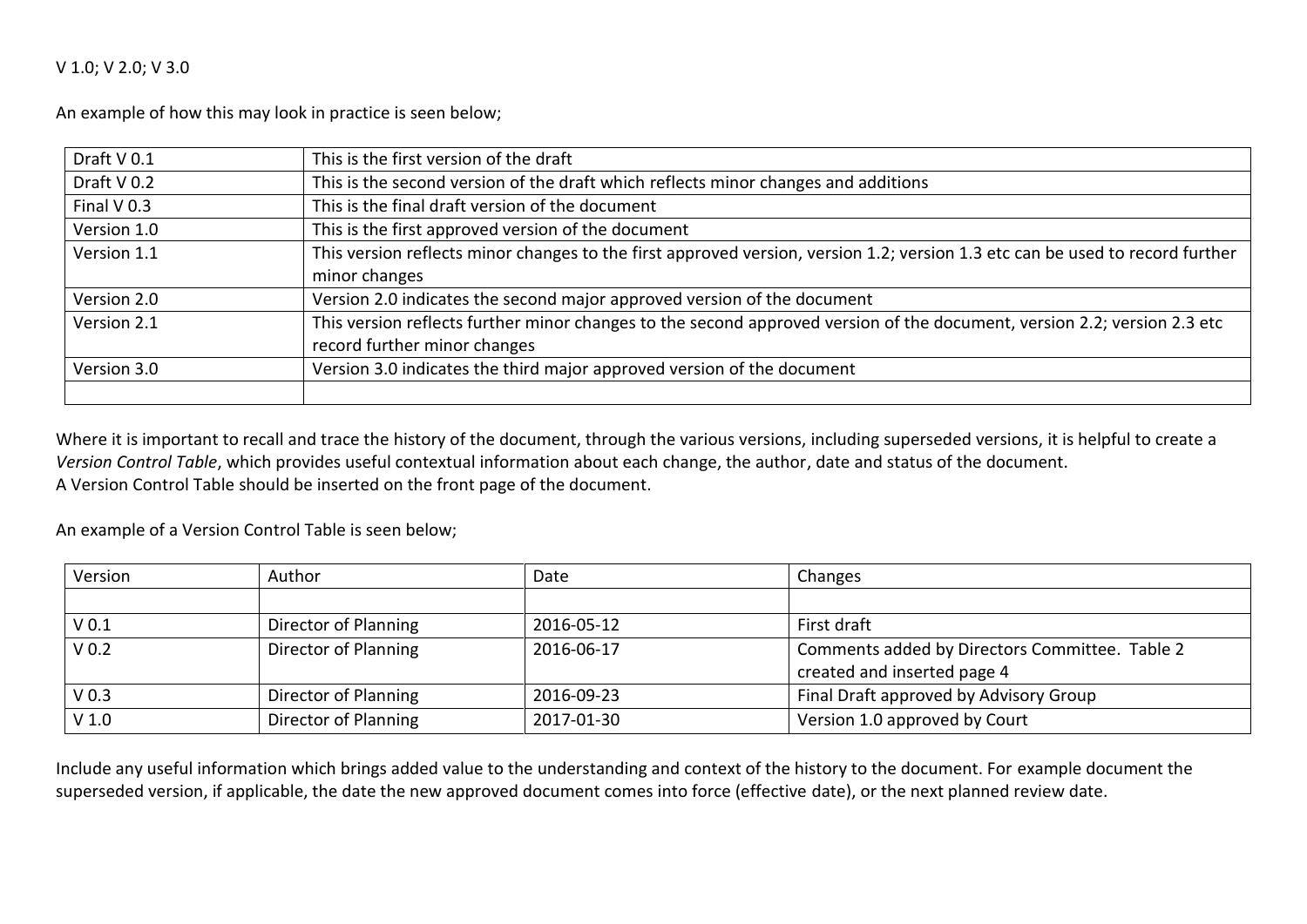V 1.0; V 2.0; V 3.0

An example of how this may look in practice is seen below;

| | |
|---|---|
| Draft V 0.1 | This is the first version of the draft |
| Draft V 0.2 | This is the second version of the draft which reflects minor changes and additions |
| Final V 0.3 | This is the final draft version of the document |
| Version 1.0 | This is the first approved version of the document |
| Version 1.1 | This version reflects minor changes to the first approved version, version 1.2; version 1.3 etc can be used to record further minor changes |
| Version 2.0 | Version 2.0 indicates the second major approved version of the document |
| Version 2.1 | This version reflects further minor changes to the second approved version of the document, version 2.2; version 2.3 etc record further minor changes |
| Version 3.0 | Version 3.0 indicates the third major approved version of the document |
| | |

Where it is important to recall and trace the history of the document, through the various versions, including superseded versions, it is helpful to create a *Version Control Table*, which provides useful contextual information about each change, the author, date and status of the document.
A Version Control Table should be inserted on the front page of the document.

An example of a Version Control Table is seen below;

| Version | Author | Date | Changes |
|---|---|---|---|
| | | | |
| V 0.1 | Director of Planning | 2016-05-12 | First draft |
| V 0.2 | Director of Planning | 2016-06-17 | Comments added by Directors Committee. Table 2 created and inserted page 4 |
| V 0.3 | Director of Planning | 2016-09-23 | Final Draft approved by Advisory Group |
| V 1.0 | Director of Planning | 2017-01-30 | Version 1.0 approved by Court |

Include any useful information which brings added value to the understanding and context of the history to the document. For example document the superseded version, if applicable, the date the new approved document comes into force (effective date), or the next planned review date.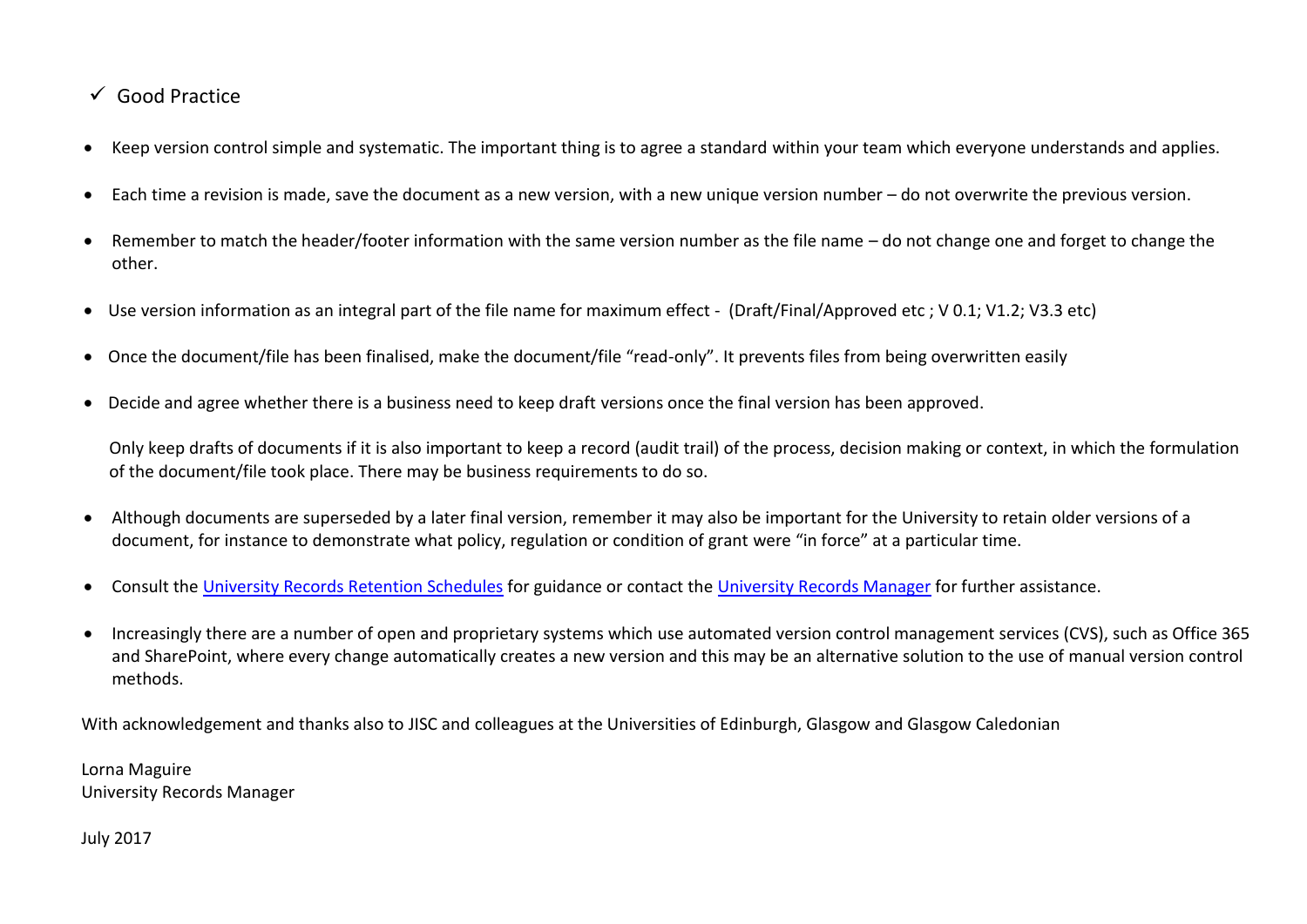## ✓ Good Practice

- Keep version control simple and systematic. The important thing is to agree a standard within your team which everyone understands and applies.
- Each time a revision is made, save the document as a new version, with a new unique version number – do not overwrite the previous version.
- Remember to match the header/footer information with the same version number as the file name – do not change one and forget to change the other.
- Use version information as an integral part of the file name for maximum effect - (Draft/Final/Approved etc ; V 0.1; V1.2; V3.3 etc)
- Once the document/file has been finalised, make the document/file "read-only". It prevents files from being overwritten easily
- Decide and agree whether there is a business need to keep draft versions once the final version has been approved.

  Only keep drafts of documents if it is also important to keep a record (audit trail) of the process, decision making or context, in which the formulation of the document/file took place. There may be business requirements to do so.

- Although documents are superseded by a later final version, remember it may also be important for the University to retain older versions of a document, for instance to demonstrate what policy, regulation or condition of grant were "in force" at a particular time.
- Consult the University Records Retention Schedules for guidance or contact the University Records Manager for further assistance.
- Increasingly there are a number of open and proprietary systems which use automated version control management services (CVS), such as Office 365 and SharePoint, where every change automatically creates a new version and this may be an alternative solution to the use of manual version control methods.

With acknowledgement and thanks also to JISC and colleagues at the Universities of Edinburgh, Glasgow and Glasgow Caledonian

Lorna Maguire
University Records Manager

July 2017